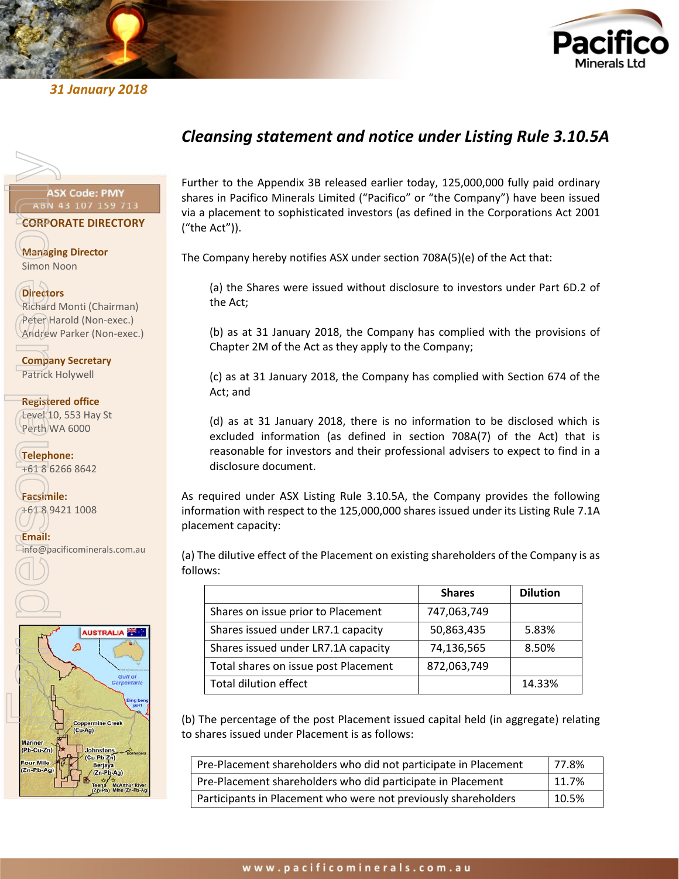31 January 2018

**ASX Code: PMY**
ABN 43 107 159 713

**CORPORATE DIRECTORY**

**Managing Director**
Simon Noon

**Directors**
Richard Monti (Chairman)
Peter Harold (Non-exec.)
Andrew Parker (Non-exec.)

**Company Secretary**
Patrick Holywell

**Registered office**
Level 10, 553 Hay St
Perth WA 6000

**Telephone:**
+61 8 6266 8642

**Facsimile:**
+61 8 9421 1008

**Email:**
info@pacificominerals.com.au

# *Cleansing statement and notice under Listing Rule 3.10.5A*

Further to the Appendix 3B released earlier today, 125,000,000 fully paid ordinary shares in Pacifico Minerals Limited ("Pacifico" or "the Company") have been issued via a placement to sophisticated investors (as defined in the Corporations Act 2001 ("the Act")).

The Company hereby notifies ASX under section 708A(5)(e) of the Act that:

(a) the Shares were issued without disclosure to investors under Part 6D.2 of the Act;

(b) as at 31 January 2018, the Company has complied with the provisions of Chapter 2M of the Act as they apply to the Company;

(c) as at 31 January 2018, the Company has complied with Section 674 of the Act; and

(d) as at 31 January 2018, there is no information to be disclosed which is excluded information (as defined in section 708A(7) of the Act) that is reasonable for investors and their professional advisers to expect to find in a disclosure document.

As required under ASX Listing Rule 3.10.5A, the Company provides the following information with respect to the 125,000,000 shares issued under its Listing Rule 7.1A placement capacity:

(a) The dilutive effect of the Placement on existing shareholders of the Company is as follows:

| | Shares | Dilution |
|---|---|---|
| Shares on issue prior to Placement | 747,063,749 | |
| Shares issued under LR7.1 capacity | 50,863,435 | 5.83% |
| Shares issued under LR7.1A capacity | 74,136,565 | 8.50% |
| Total shares on issue post Placement | 872,063,749 | |
| Total dilution effect | | 14.33% |

(b) The percentage of the post Placement issued capital held (in aggregate) relating to shares issued under Placement is as follows:

| | |
|---|---|
| Pre-Placement shareholders who did not participate in Placement | 77.8% |
| Pre-Placement shareholders who did participate in Placement | 11.7% |
| Participants in Placement who were not previously shareholders | 10.5% |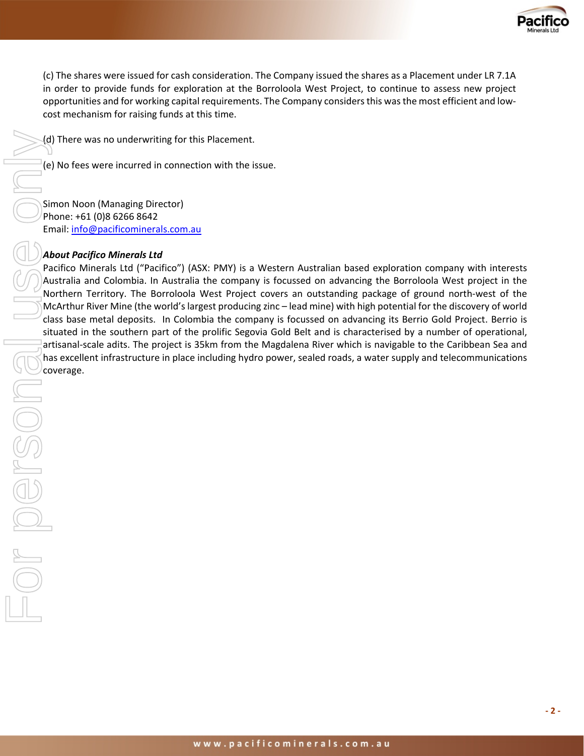(c) The shares were issued for cash consideration. The Company issued the shares as a Placement under LR 7.1A in order to provide funds for exploration at the Borroloola West Project, to continue to assess new project opportunities and for working capital requirements. The Company considers this was the most efficient and low-cost mechanism for raising funds at this time.

(d) There was no underwriting for this Placement.

(e) No fees were incurred in connection with the issue.

Simon Noon (Managing Director)
Phone: +61 (0)8 6266 8642
Email: info@pacificominerals.com.au

***About Pacifico Minerals Ltd***

Pacifico Minerals Ltd ("Pacifico") (ASX: PMY) is a Western Australian based exploration company with interests Australia and Colombia. In Australia the company is focussed on advancing the Borroloola West project in the Northern Territory. The Borroloola West Project covers an outstanding package of ground north-west of the McArthur River Mine (the world's largest producing zinc – lead mine) with high potential for the discovery of world class base metal deposits. In Colombia the company is focussed on advancing its Berrio Gold Project. Berrio is situated in the southern part of the prolific Segovia Gold Belt and is characterised by a number of operational, artisanal-scale adits. The project is 35km from the Magdalena River which is navigable to the Caribbean Sea and has excellent infrastructure in place including hydro power, sealed roads, a water supply and telecommunications coverage.